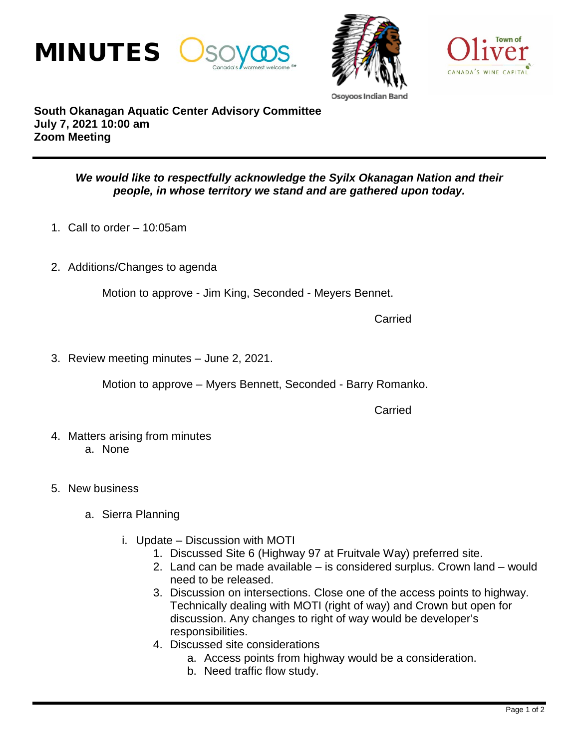# MINUTES

**South Okanagan Aquatic Center Advisory Committee**
**July 7, 2021 10:00 am**
**Zoom Meeting**

***We would like to respectfully acknowledge the Syilx Okanagan Nation and their people, in whose territory we stand and are gathered upon today.***

1. Call to order – 10:05am

2. Additions/Changes to agenda

   Motion to approve - Jim King, Seconded - Meyers Bennet.

   Carried

3. Review meeting minutes – June 2, 2021.

   Motion to approve – Myers Bennett, Seconded - Barry Romanko.

   Carried

4. Matters arising from minutes
   a. None

5. New business

   a. Sierra Planning

      i. Update – Discussion with MOTI
         1. Discussed Site 6 (Highway 97 at Fruitvale Way) preferred site.
         2. Land can be made available – is considered surplus. Crown land – would need to be released.
         3. Discussion on intersections. Close one of the access points to highway. Technically dealing with MOTI (right of way) and Crown but open for discussion. Any changes to right of way would be developer's responsibilities.
         4. Discussed site considerations
            a. Access points from highway would be a consideration.
            b. Need traffic flow study.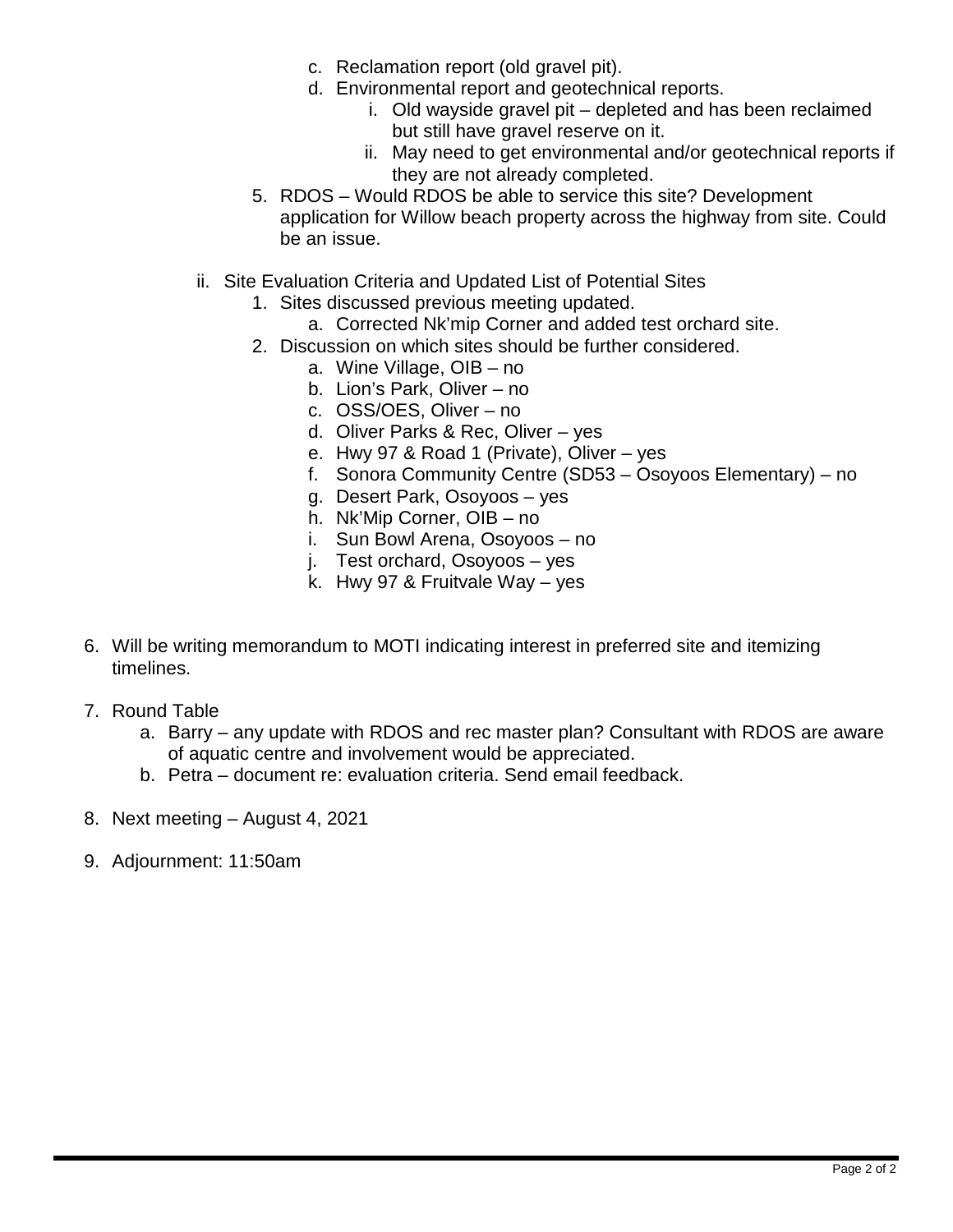c. Reclamation report (old gravel pit).
d. Environmental report and geotechnical reports.
   i. Old wayside gravel pit – depleted and has been reclaimed but still have gravel reserve on it.
   ii. May need to get environmental and/or geotechnical reports if they are not already completed.

5. RDOS – Would RDOS be able to service this site? Development application for Willow beach property across the highway from site. Could be an issue.

ii. Site Evaluation Criteria and Updated List of Potential Sites
   1. Sites discussed previous meeting updated.
      a. Corrected Nk'mip Corner and added test orchard site.
   2. Discussion on which sites should be further considered.
      a. Wine Village, OIB – no
      b. Lion's Park, Oliver – no
      c. OSS/OES, Oliver – no
      d. Oliver Parks & Rec, Oliver – yes
      e. Hwy 97 & Road 1 (Private), Oliver – yes
      f. Sonora Community Centre (SD53 – Osoyoos Elementary) – no
      g. Desert Park, Osoyoos – yes
      h. Nk'Mip Corner, OIB – no
      i. Sun Bowl Arena, Osoyoos – no
      j. Test orchard, Osoyoos – yes
      k. Hwy 97 & Fruitvale Way – yes

6. Will be writing memorandum to MOTI indicating interest in preferred site and itemizing timelines.

7. Round Table
   a. Barry – any update with RDOS and rec master plan? Consultant with RDOS are aware of aquatic centre and involvement would be appreciated.
   b. Petra – document re: evaluation criteria. Send email feedback.

8. Next meeting – August 4, 2021

9. Adjournment: 11:50am